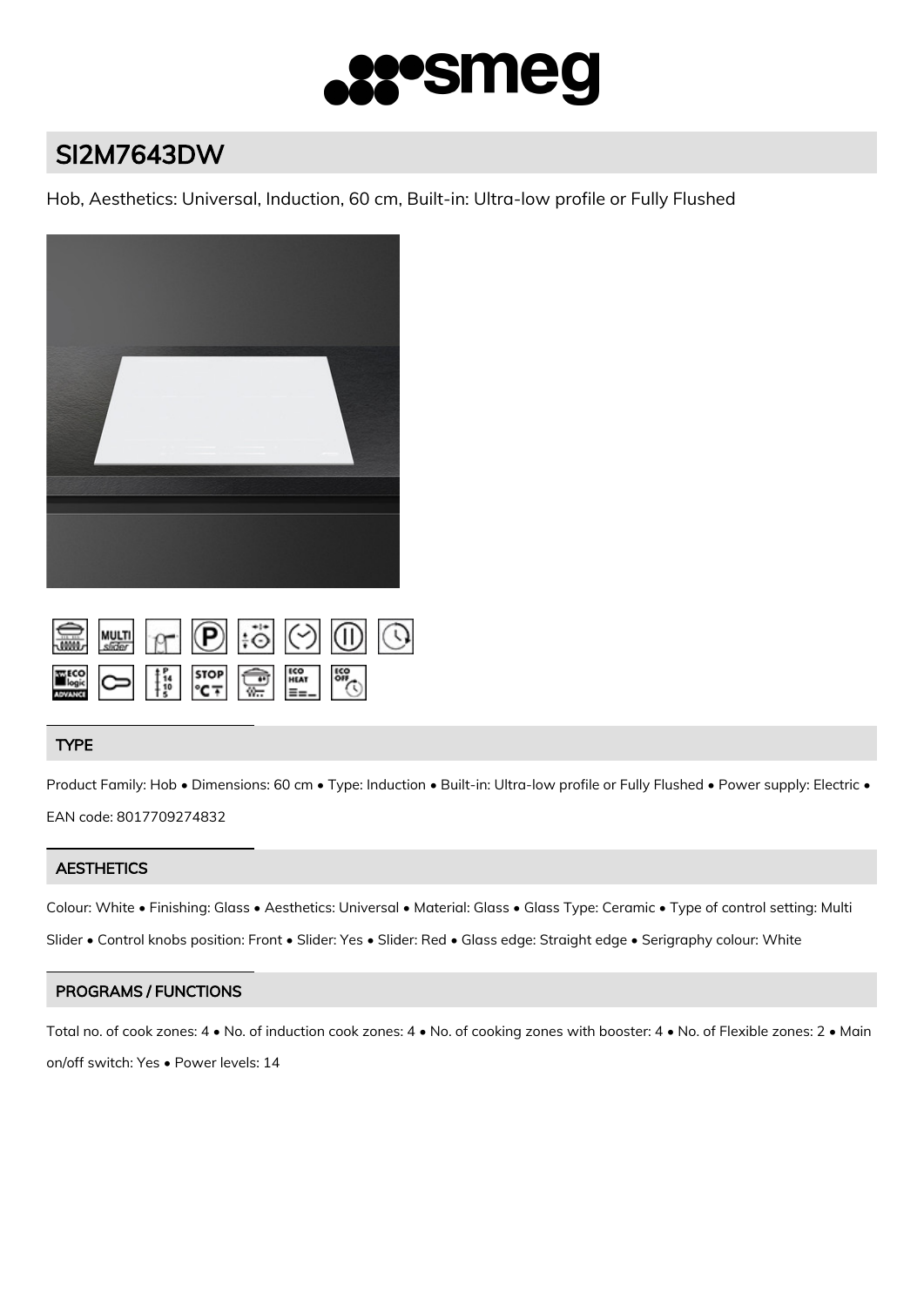# SI2M7643DW

Hob, Aesthetics: Universal, Induction, 60 cm, Built-in: Ultra-low profile or Fully Flushed

## TYPE

Product Family: Hob • Dimensions: 60 cm • Type: Induction • Built-in: Ultra-low profile or Fully Flushed • Power supply: Electric • EAN code: 8017709274832

## AESTHETICS

Colour: White • Finishing: Glass • Aesthetics: Universal • Material: Glass • Glass Type: Ceramic • Type of control setting: Multi Slider • Control knobs position: Front • Slider: Yes • Slider: Red • Glass edge: Straight edge • Serigraphy colour: White

## PROGRAMS / FUNCTIONS

Total no. of cook zones: 4 • No. of induction cook zones: 4 • No. of cooking zones with booster: 4 • No. of Flexible zones: 2 • Main on/off switch: Yes • Power levels: 14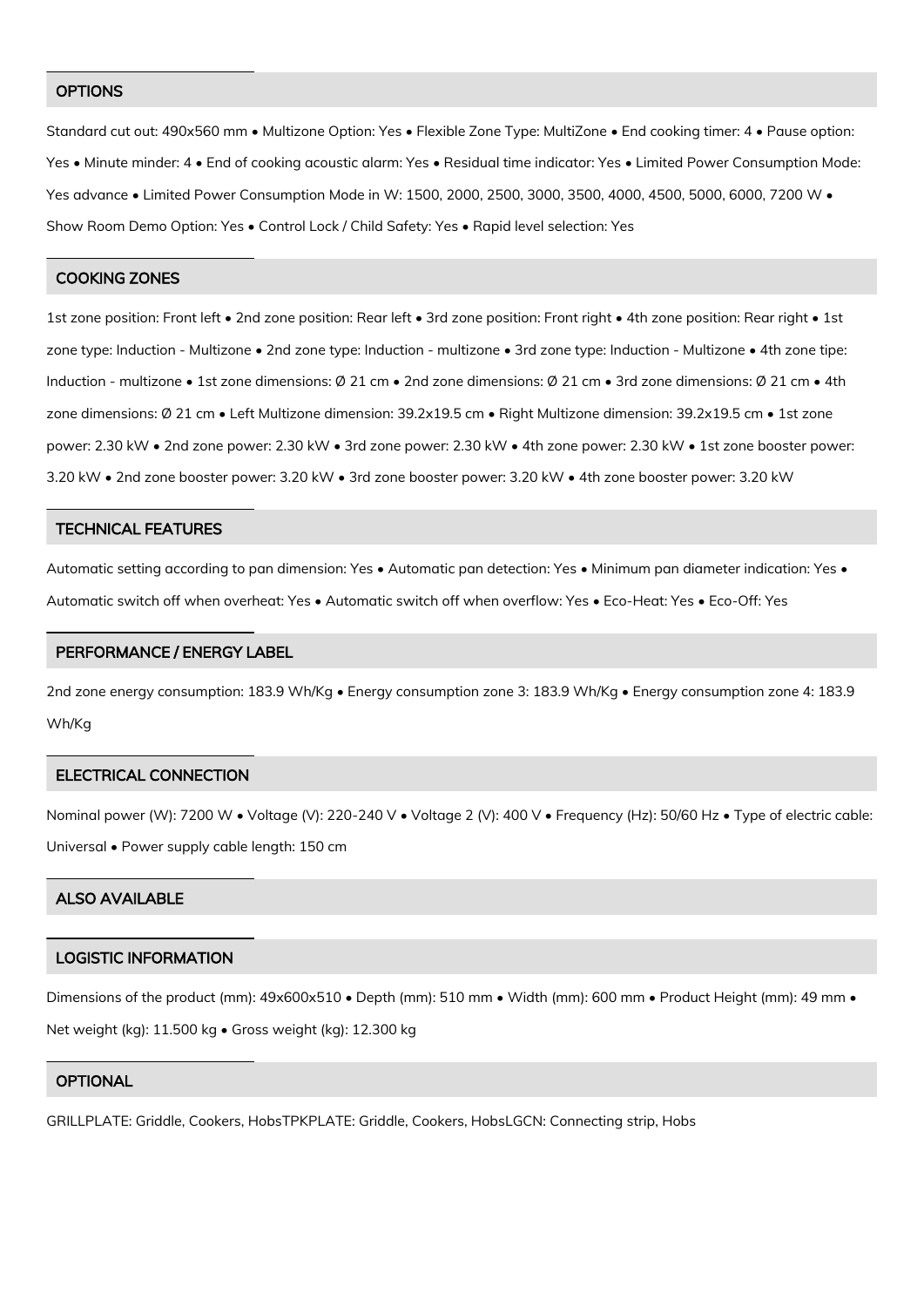## OPTIONS

Standard cut out: 490x560 mm • Multizone Option: Yes • Flexible Zone Type: MultiZone • End cooking timer: 4 • Pause option: Yes • Minute minder: 4 • End of cooking acoustic alarm: Yes • Residual time indicator: Yes • Limited Power Consumption Mode: Yes advance • Limited Power Consumption Mode in W: 1500, 2000, 2500, 3000, 3500, 4000, 4500, 5000, 6000, 7200 W • Show Room Demo Option: Yes • Control Lock / Child Safety: Yes • Rapid level selection: Yes

## COOKING ZONES

1st zone position: Front left • 2nd zone position: Rear left • 3rd zone position: Front right • 4th zone position: Rear right • 1st zone type: Induction - Multizone • 2nd zone type: Induction - multizone • 3rd zone type: Induction - Multizone • 4th zone tipe: Induction - multizone • 1st zone dimensions: Ø 21 cm • 2nd zone dimensions: Ø 21 cm • 3rd zone dimensions: Ø 21 cm • 4th zone dimensions: Ø 21 cm • Left Multizone dimension: 39.2x19.5 cm • Right Multizone dimension: 39.2x19.5 cm • 1st zone power: 2.30 kW • 2nd zone power: 2.30 kW • 3rd zone power: 2.30 kW • 4th zone power: 2.30 kW • 1st zone booster power: 3.20 kW • 2nd zone booster power: 3.20 kW • 3rd zone booster power: 3.20 kW • 4th zone booster power: 3.20 kW

## TECHNICAL FEATURES

Automatic setting according to pan dimension: Yes • Automatic pan detection: Yes • Minimum pan diameter indication: Yes • Automatic switch off when overheat: Yes • Automatic switch off when overflow: Yes • Eco-Heat: Yes • Eco-Off: Yes

## PERFORMANCE / ENERGY LABEL

2nd zone energy consumption: 183.9 Wh/Kg • Energy consumption zone 3: 183.9 Wh/Kg • Energy consumption zone 4: 183.9 Wh/Kg

## ELECTRICAL CONNECTION

Nominal power (W): 7200 W • Voltage (V): 220-240 V • Voltage 2 (V): 400 V • Frequency (Hz): 50/60 Hz • Type of electric cable: Universal • Power supply cable length: 150 cm

## ALSO AVAILABLE

## LOGISTIC INFORMATION

Dimensions of the product (mm): 49x600x510 • Depth (mm): 510 mm • Width (mm): 600 mm • Product Height (mm): 49 mm • Net weight (kg): 11.500 kg • Gross weight (kg): 12.300 kg

## OPTIONAL

GRILLPLATE: Griddle, Cookers, HobsTPKPLATE: Griddle, Cookers, HobsLGCN: Connecting strip, Hobs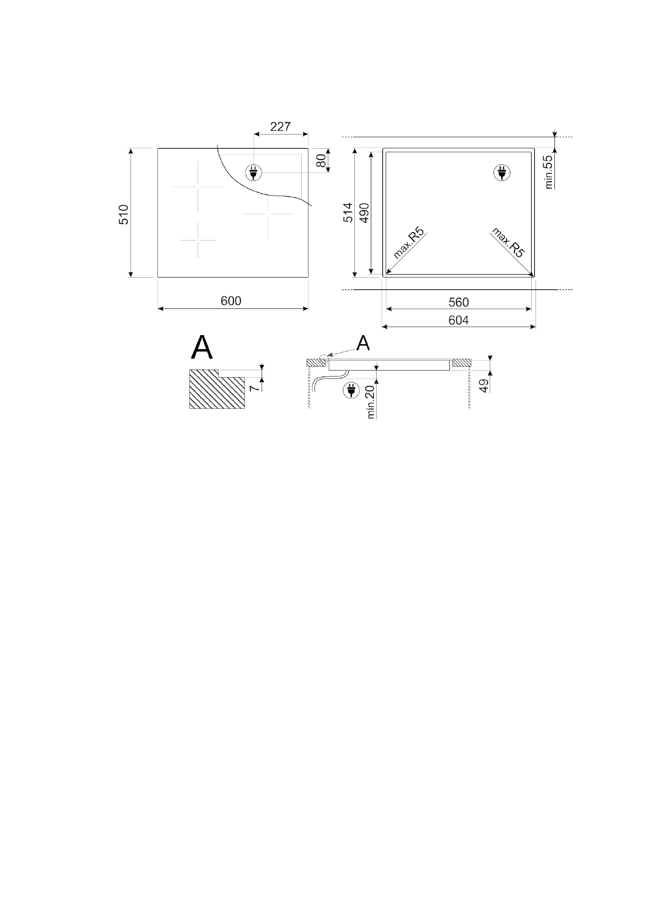227

80

510

600

514

490

min.55

max.R5

max.R5

560

604

A

7

A

min.20

49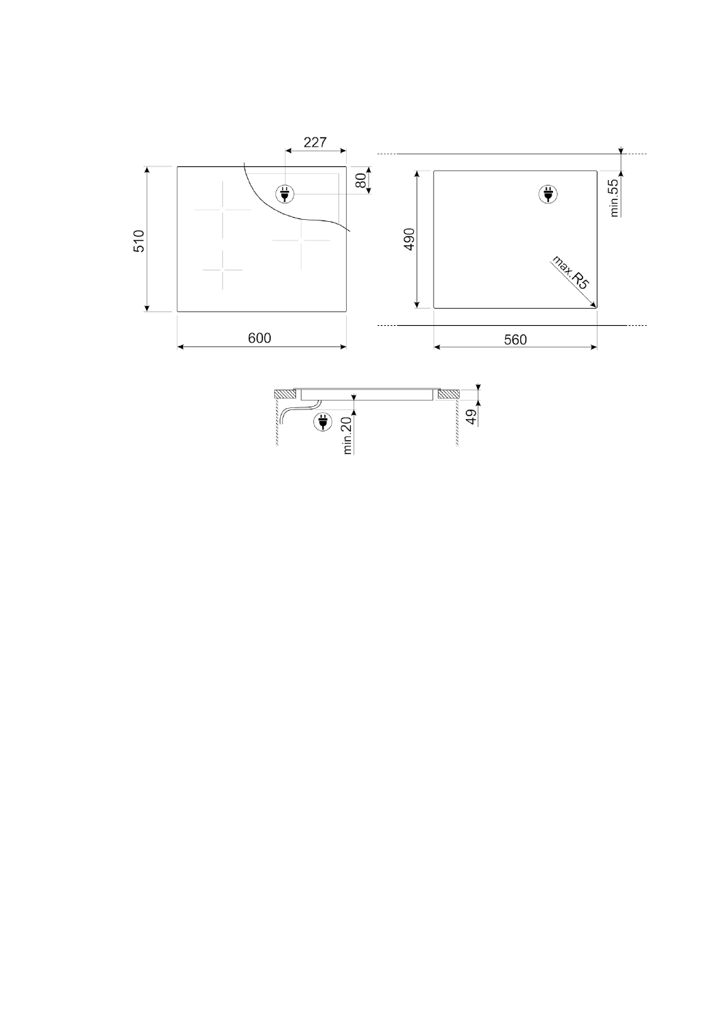227

80

510

600

490

min.55

max.R5

560

min.20

49